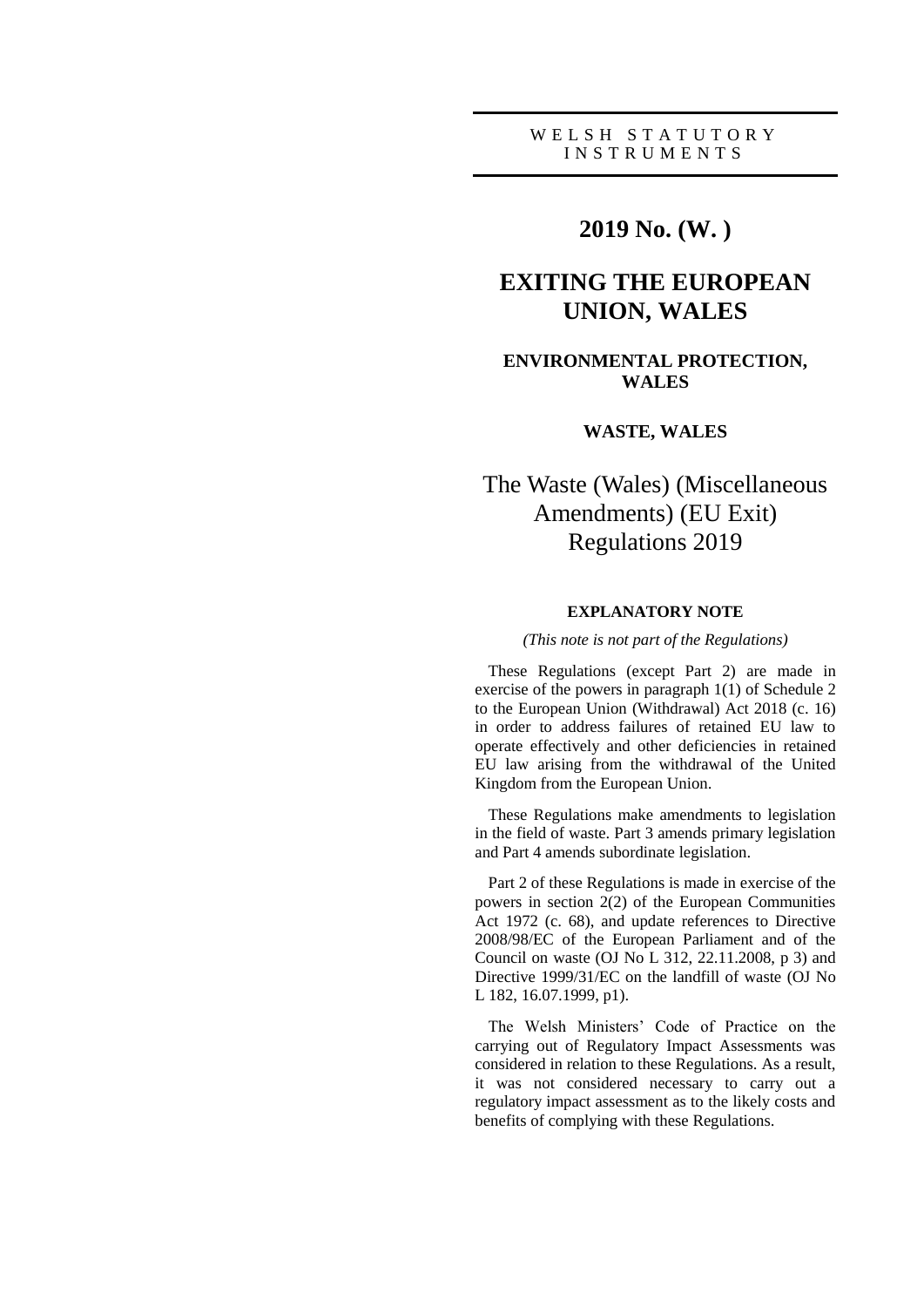WELSH STATUTORY INSTRUMENTS

# 2019 No. (W. )

# EXITING THE EUROPEAN UNION, WALES

## ENVIRONMENTAL PROTECTION, WALES

## WASTE, WALES

# The Waste (Wales) (Miscellaneous Amendments) (EU Exit) Regulations 2019

### EXPLANATORY NOTE

*(This note is not part of the Regulations)*

These Regulations (except Part 2) are made in exercise of the powers in paragraph 1(1) of Schedule 2 to the European Union (Withdrawal) Act 2018 (c. 16) in order to address failures of retained EU law to operate effectively and other deficiencies in retained EU law arising from the withdrawal of the United Kingdom from the European Union.

These Regulations make amendments to legislation in the field of waste. Part 3 amends primary legislation and Part 4 amends subordinate legislation.

Part 2 of these Regulations is made in exercise of the powers in section 2(2) of the European Communities Act 1972 (c. 68), and update references to Directive 2008/98/EC of the European Parliament and of the Council on waste (OJ No L 312, 22.11.2008, p 3) and Directive 1999/31/EC on the landfill of waste (OJ No L 182, 16.07.1999, p1).

The Welsh Ministers' Code of Practice on the carrying out of Regulatory Impact Assessments was considered in relation to these Regulations. As a result, it was not considered necessary to carry out a regulatory impact assessment as to the likely costs and benefits of complying with these Regulations.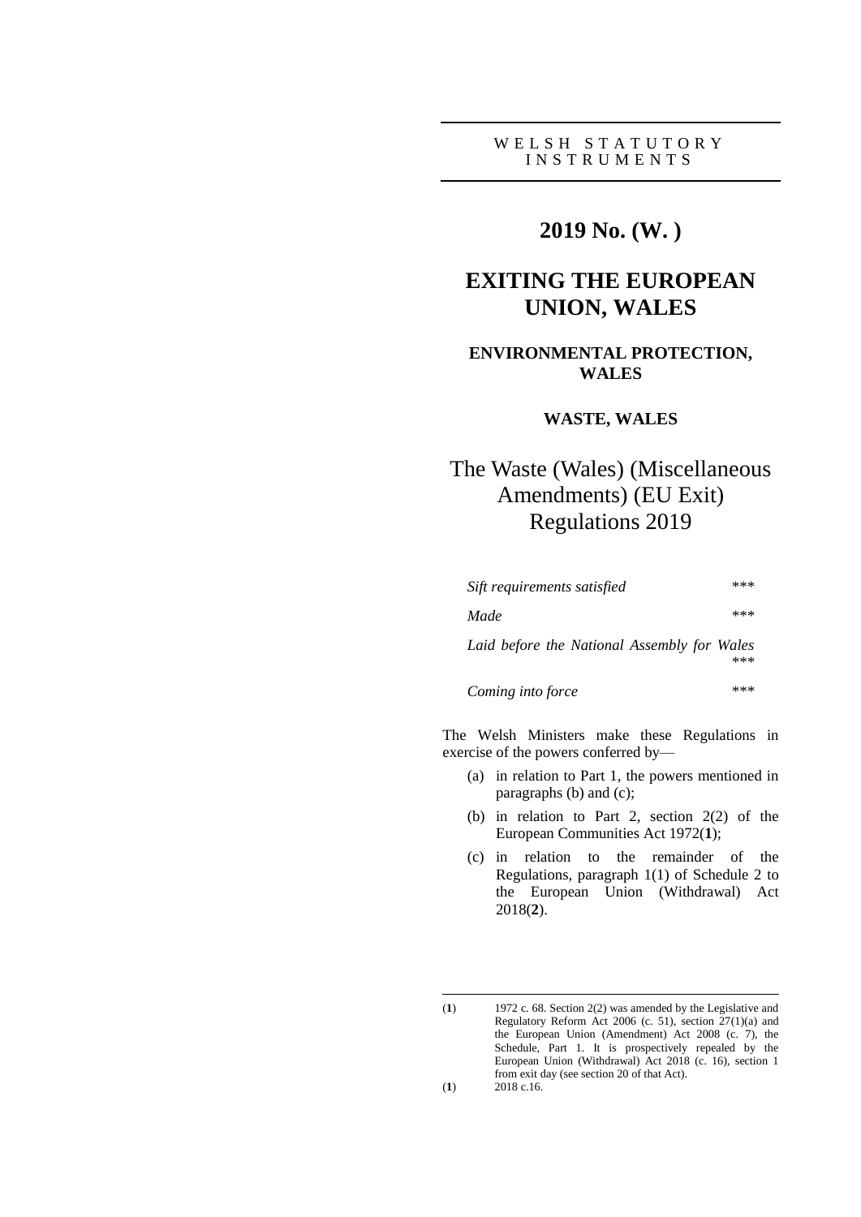WELSH STATUTORY INSTRUMENTS

# 2019 No. (W. )

## EXITING THE EUROPEAN UNION, WALES

### ENVIRONMENTAL PROTECTION, WALES

### WASTE, WALES

# The Waste (Wales) (Miscellaneous Amendments) (EU Exit) Regulations 2019

| | |
|---|---|
| *Sift requirements satisfied* | *** |
| *Made* | *** |
| *Laid before the National Assembly for Wales* | *** |
| *Coming into force* | *** |

The Welsh Ministers make these Regulations in exercise of the powers conferred by—

(a) in relation to Part 1, the powers mentioned in paragraphs (b) and (c);

(b) in relation to Part 2, section 2(2) of the European Communities Act 1972(**1**);

(c) in relation to the remainder of the Regulations, paragraph 1(1) of Schedule 2 to the European Union (Withdrawal) Act 2018(**2**).

---

(**1**) 1972 c. 68. Section 2(2) was amended by the Legislative and Regulatory Reform Act 2006 (c. 51), section 27(1)(a) and the European Union (Amendment) Act 2008 (c. 7), the Schedule, Part 1. It is prospectively repealed by the European Union (Withdrawal) Act 2018 (c. 16), section 1 from exit day (see section 20 of that Act).

(**1**) 2018 c.16.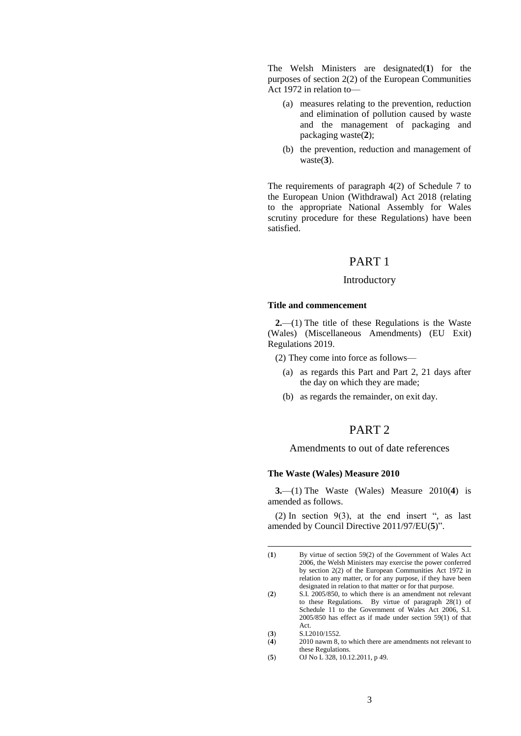The Welsh Ministers are designated([1]) for the purposes of section 2(2) of the European Communities Act 1972 in relation to—

(a) measures relating to the prevention, reduction and elimination of pollution caused by waste and the management of packaging and packaging waste([2]);

(b) the prevention, reduction and management of waste([3]).

The requirements of paragraph 4(2) of Schedule 7 to the European Union (Withdrawal) Act 2018 (relating to the appropriate National Assembly for Wales scrutiny procedure for these Regulations) have been satisfied.

# PART 1

## Introductory

### Title and commencement

**2.**—(1) The title of these Regulations is the Waste (Wales) (Miscellaneous Amendments) (EU Exit) Regulations 2019.

(2) They come into force as follows—

(a) as regards this Part and Part 2, 21 days after the day on which they are made;

(b) as regards the remainder, on exit day.

# PART 2

## Amendments to out of date references

### The Waste (Wales) Measure 2010

**3.**—(1) The Waste (Wales) Measure 2010([4]) is amended as follows.

(2) In section 9(3), at the end insert ", as last amended by Council Directive 2011/97/EU([5])".

---

([1]) By virtue of section 59(2) of the Government of Wales Act 2006, the Welsh Ministers may exercise the power conferred by section 2(2) of the European Communities Act 1972 in relation to any matter, or for any purpose, if they have been designated in relation to that matter or for that purpose.

([2]) S.I. 2005/850, to which there is an amendment not relevant to these Regulations. By virtue of paragraph 28(1) of Schedule 11 to the Government of Wales Act 2006, S.I. 2005/850 has effect as if made under section 59(1) of that Act.

([3]) S.I.2010/1552.

([4]) 2010 nawm 8, to which there are amendments not relevant to these Regulations.

([5]) OJ No L 328, 10.12.2011, p 49.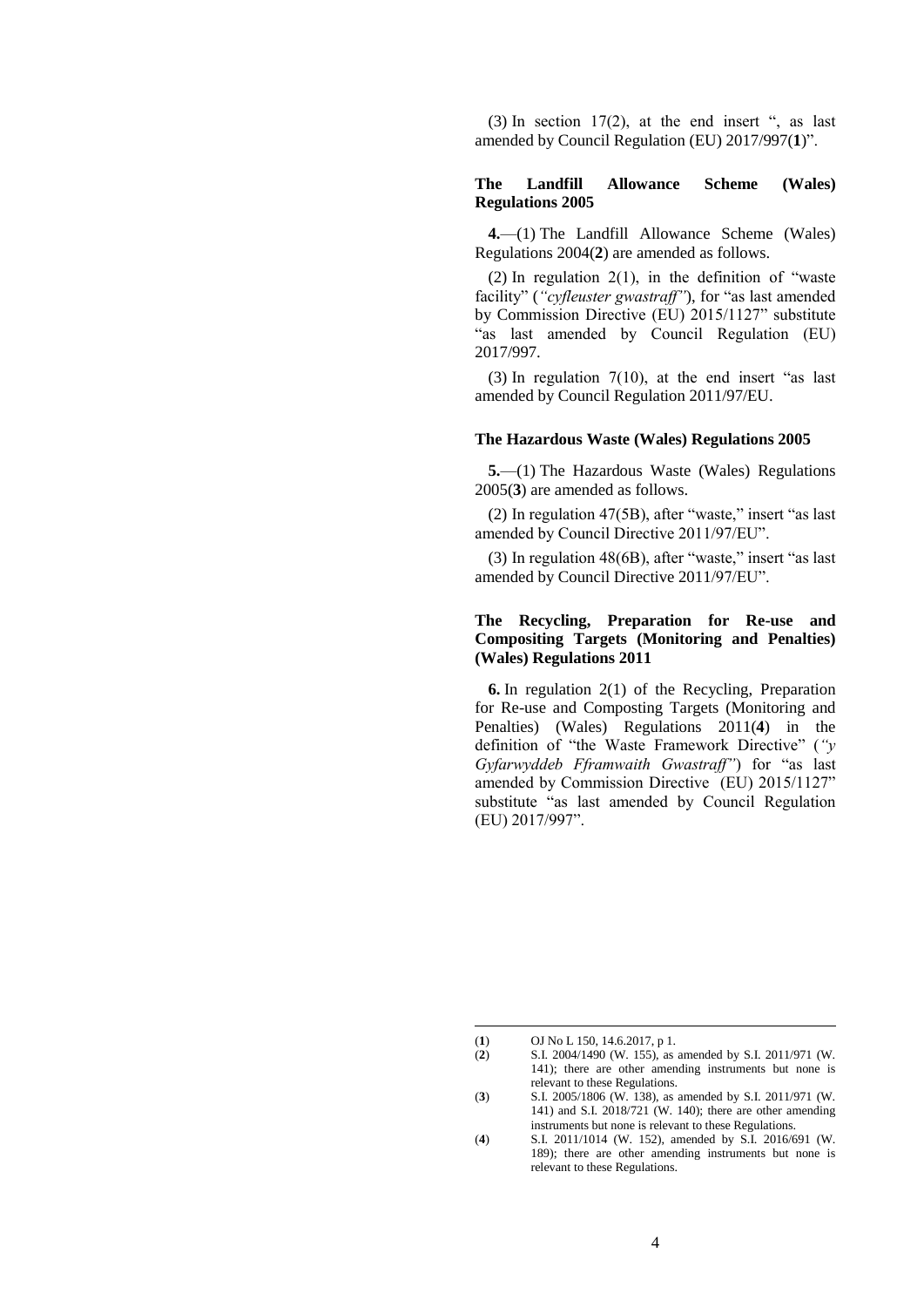(3) In section 17(2), at the end insert ", as last amended by Council Regulation (EU) 2017/997(**1**)".

**The Landfill Allowance Scheme (Wales) Regulations 2005**

**4.**—(1) The Landfill Allowance Scheme (Wales) Regulations 2004(**2**) are amended as follows.

(2) In regulation 2(1), in the definition of "waste facility" (*"cyfleuster gwastraff"*), for "as last amended by Commission Directive (EU) 2015/1127" substitute "as last amended by Council Regulation (EU) 2017/997.

(3) In regulation 7(10), at the end insert "as last amended by Council Regulation 2011/97/EU.

**The Hazardous Waste (Wales) Regulations 2005**

**5.**—(1) The Hazardous Waste (Wales) Regulations 2005(**3**) are amended as follows.

(2) In regulation 47(5B), after "waste," insert "as last amended by Council Directive 2011/97/EU".

(3) In regulation 48(6B), after "waste," insert "as last amended by Council Directive 2011/97/EU".

**The Recycling, Preparation for Re-use and Compositing Targets (Monitoring and Penalties) (Wales) Regulations 2011**

**6.** In regulation 2(1) of the Recycling, Preparation for Re-use and Composting Targets (Monitoring and Penalties) (Wales) Regulations 2011(**4**) in the definition of "the Waste Framework Directive" (*"y Gyfarwyddeb Fframwaith Gwastraff"*) for "as last amended by Commission Directive (EU) 2015/1127" substitute "as last amended by Council Regulation (EU) 2017/997".

---

(**1**) OJ No L 150, 14.6.2017, p 1.

(**2**) S.I. 2004/1490 (W. 155), as amended by S.I. 2011/971 (W. 141); there are other amending instruments but none is relevant to these Regulations.

(**3**) S.I. 2005/1806 (W. 138), as amended by S.I. 2011/971 (W. 141) and S.I. 2018/721 (W. 140); there are other amending instruments but none is relevant to these Regulations.

(**4**) S.I. 2011/1014 (W. 152), amended by S.I. 2016/691 (W. 189); there are other amending instruments but none is relevant to these Regulations.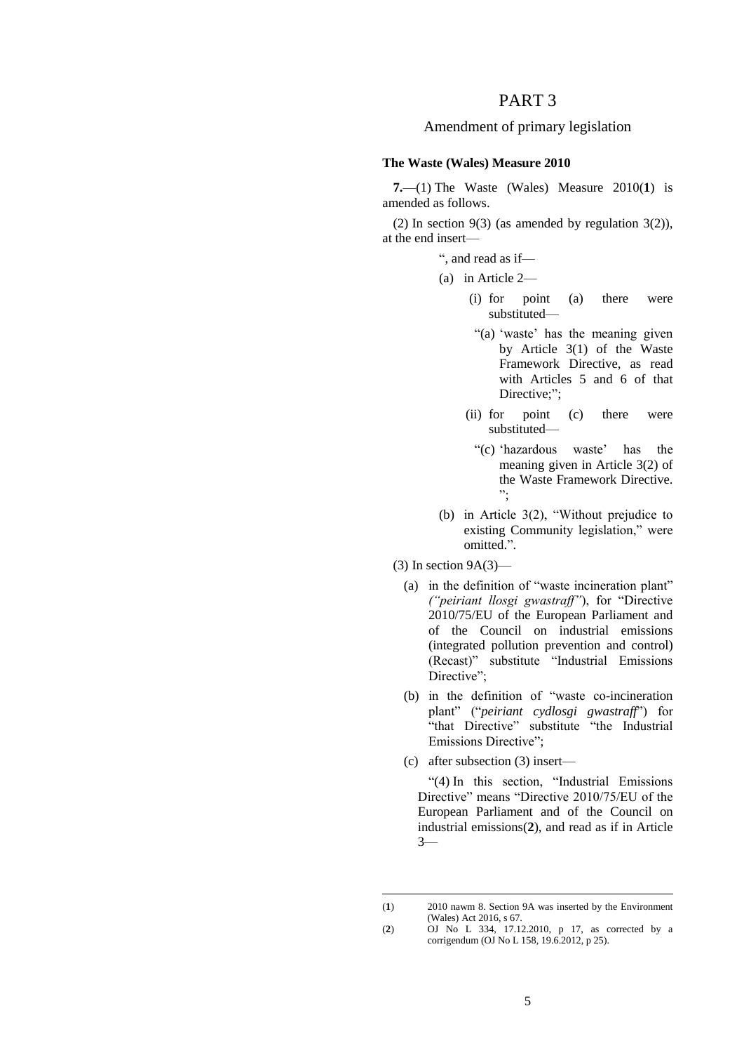# PART 3

## Amendment of primary legislation

**The Waste (Wales) Measure 2010**

**7.**—(1) The Waste (Wales) Measure 2010(**1**) is amended as follows.

(2) In section 9(3) (as amended by regulation 3(2)), at the end insert—

“, and read as if—

(a) in Article 2—

(i) for point (a) there were substituted—

“(a) ‘waste’ has the meaning given by Article 3(1) of the Waste Framework Directive, as read with Articles 5 and 6 of that Directive;”;

(ii) for point (c) there were substituted—

“(c) ‘hazardous waste’ has the meaning given in Article 3(2) of the Waste Framework Directive. ”;

(b) in Article 3(2), “Without prejudice to existing Community legislation,” were omitted.”.

(3) In section 9A(3)—

(a) in the definition of “waste incineration plant” *(“peiriant llosgi gwastraff”)*, for “Directive 2010/75/EU of the European Parliament and of the Council on industrial emissions (integrated pollution prevention and control) (Recast)” substitute “Industrial Emissions Directive”;

(b) in the definition of “waste co-incineration plant” (“*peiriant cydlosgi gwastraff*”) for “that Directive” substitute “the Industrial Emissions Directive”;

(c) after subsection (3) insert—

“(4) In this section, “Industrial Emissions Directive” means “Directive 2010/75/EU of the European Parliament and of the Council on industrial emissions(**2**), and read as if in Article 3—

---

(**1**) 2010 nawm 8. Section 9A was inserted by the Environment (Wales) Act 2016, s 67.

(**2**) OJ No L 334, 17.12.2010, p 17, as corrected by a corrigendum (OJ No L 158, 19.6.2012, p 25).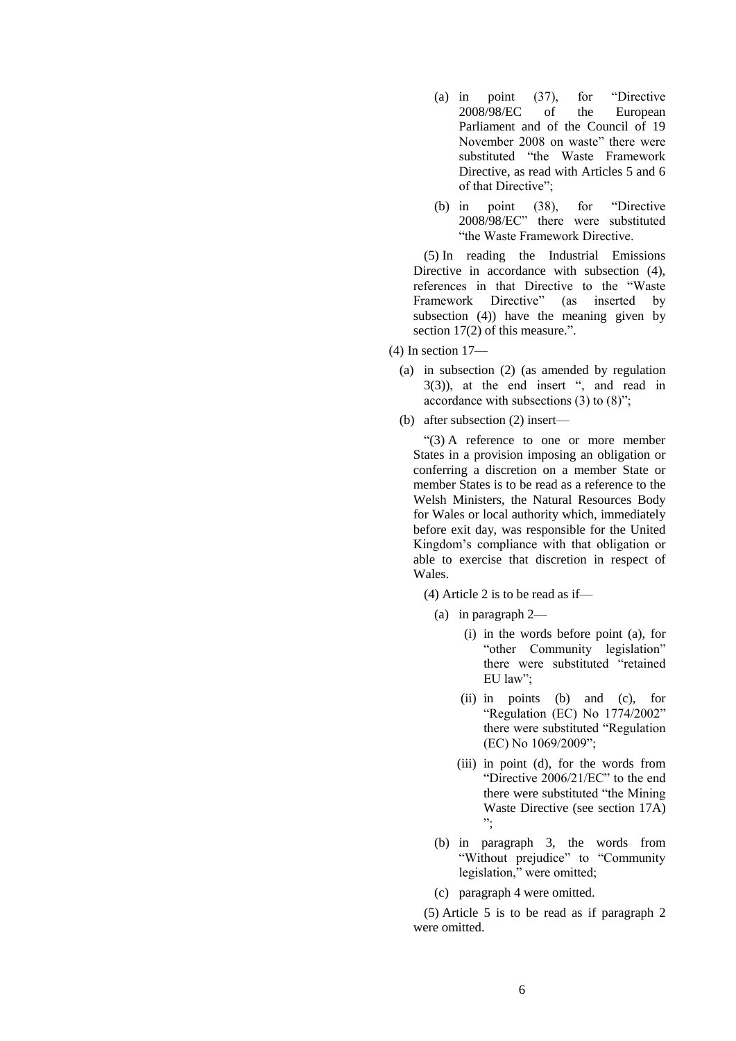(a) in point (37), for "Directive 2008/98/EC of the European Parliament and of the Council of 19 November 2008 on waste" there were substituted "the Waste Framework Directive, as read with Articles 5 and 6 of that Directive";

(b) in point (38), for "Directive 2008/98/EC" there were substituted "the Waste Framework Directive.

(5) In reading the Industrial Emissions Directive in accordance with subsection (4), references in that Directive to the "Waste Framework Directive" (as inserted by subsection (4)) have the meaning given by section 17(2) of this measure.".

(4) In section 17—

(a) in subsection (2) (as amended by regulation 3(3)), at the end insert ", and read in accordance with subsections (3) to (8)";

(b) after subsection (2) insert—

"(3) A reference to one or more member States in a provision imposing an obligation or conferring a discretion on a member State or member States is to be read as a reference to the Welsh Ministers, the Natural Resources Body for Wales or local authority which, immediately before exit day, was responsible for the United Kingdom's compliance with that obligation or able to exercise that discretion in respect of Wales.

(4) Article 2 is to be read as if—

(a) in paragraph 2—

(i) in the words before point (a), for "other Community legislation" there were substituted "retained EU law";

(ii) in points (b) and (c), for "Regulation (EC) No 1774/2002" there were substituted "Regulation (EC) No 1069/2009";

(iii) in point (d), for the words from "Directive 2006/21/EC" to the end there were substituted "the Mining Waste Directive (see section 17A) ";

(b) in paragraph 3, the words from "Without prejudice" to "Community legislation," were omitted;

(c) paragraph 4 were omitted.

(5) Article 5 is to be read as if paragraph 2 were omitted.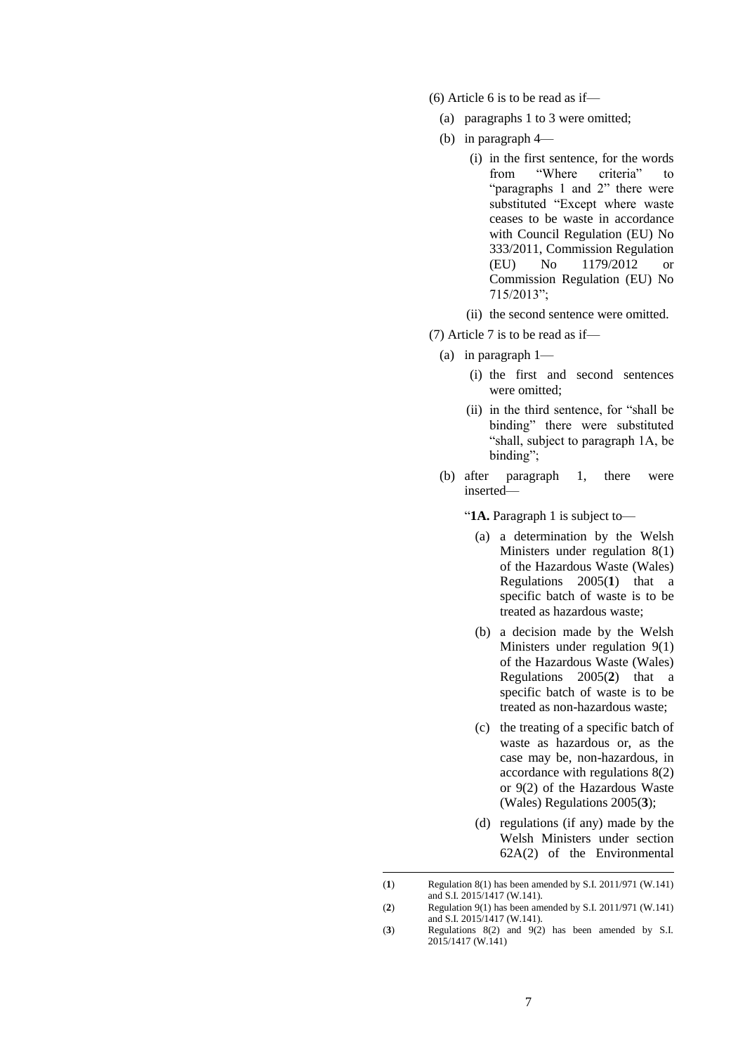(6) Article 6 is to be read as if—

(a) paragraphs 1 to 3 were omitted;

(b) in paragraph 4—

(i) in the first sentence, for the words from "Where criteria" to "paragraphs 1 and 2" there were substituted "Except where waste ceases to be waste in accordance with Council Regulation (EU) No 333/2011, Commission Regulation (EU) No 1179/2012 or Commission Regulation (EU) No 715/2013";

(ii) the second sentence were omitted.

(7) Article 7 is to be read as if—

(a) in paragraph 1—

(i) the first and second sentences were omitted;

(ii) in the third sentence, for "shall be binding" there were substituted "shall, subject to paragraph 1A, be binding";

(b) after paragraph 1, there were inserted—

"**1A.** Paragraph 1 is subject to—

(a) a determination by the Welsh Ministers under regulation 8(1) of the Hazardous Waste (Wales) Regulations 2005(**1**) that a specific batch of waste is to be treated as hazardous waste;

(b) a decision made by the Welsh Ministers under regulation 9(1) of the Hazardous Waste (Wales) Regulations 2005(**2**) that a specific batch of waste is to be treated as non-hazardous waste;

(c) the treating of a specific batch of waste as hazardous or, as the case may be, non-hazardous, in accordance with regulations 8(2) or 9(2) of the Hazardous Waste (Wales) Regulations 2005(**3**);

(d) regulations (if any) made by the Welsh Ministers under section 62A(2) of the Environmental

---

(**1**) Regulation 8(1) has been amended by S.I. 2011/971 (W.141) and S.I. 2015/1417 (W.141).

(**2**) Regulation 9(1) has been amended by S.I. 2011/971 (W.141) and S.I. 2015/1417 (W.141).

(**3**) Regulations 8(2) and 9(2) has been amended by S.I. 2015/1417 (W.141)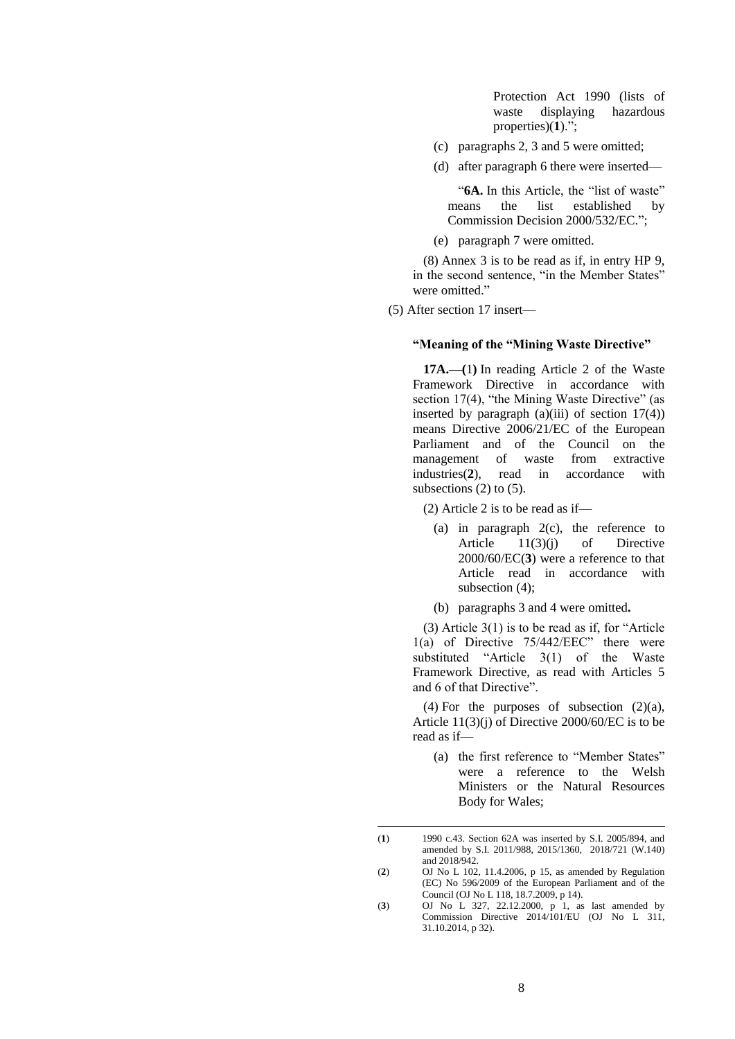Protection Act 1990 (lists of waste displaying hazardous properties)(1).";

(c) paragraphs 2, 3 and 5 were omitted;

(d) after paragraph 6 there were inserted—

"**6A.** In this Article, the "list of waste" means the list established by Commission Decision 2000/532/EC.";

(e) paragraph 7 were omitted.

(8) Annex 3 is to be read as if, in entry HP 9, in the second sentence, "in the Member States" were omitted."

(5) After section 17 insert—

**"Meaning of the "Mining Waste Directive"**

**17A.—(1)** In reading Article 2 of the Waste Framework Directive in accordance with section 17(4), "the Mining Waste Directive" (as inserted by paragraph (a)(iii) of section 17(4)) means Directive 2006/21/EC of the European Parliament and of the Council on the management of waste from extractive industries(2), read in accordance with subsections (2) to (5).

(2) Article 2 is to be read as if—

(a) in paragraph 2(c), the reference to Article 11(3)(j) of Directive 2000/60/EC(3) were a reference to that Article read in accordance with subsection (4);

(b) paragraphs 3 and 4 were omitted.

(3) Article 3(1) is to be read as if, for "Article 1(a) of Directive 75/442/EEC" there were substituted "Article 3(1) of the Waste Framework Directive, as read with Articles 5 and 6 of that Directive".

(4) For the purposes of subsection (2)(a), Article 11(3)(j) of Directive 2000/60/EC is to be read as if—

(a) the first reference to "Member States" were a reference to the Welsh Ministers or the Natural Resources Body for Wales;

---

(1) 1990 c.43. Section 62A was inserted by S.I. 2005/894, and amended by S.I. 2011/988, 2015/1360, 2018/721 (W.140) and 2018/942.

(2) OJ No L 102, 11.4.2006, p 15, as amended by Regulation (EC) No 596/2009 of the European Parliament and of the Council (OJ No L 118, 18.7.2009, p 14).

(3) OJ No L 327, 22.12.2000, p 1, as last amended by Commission Directive 2014/101/EU (OJ No L 311, 31.10.2014, p 32).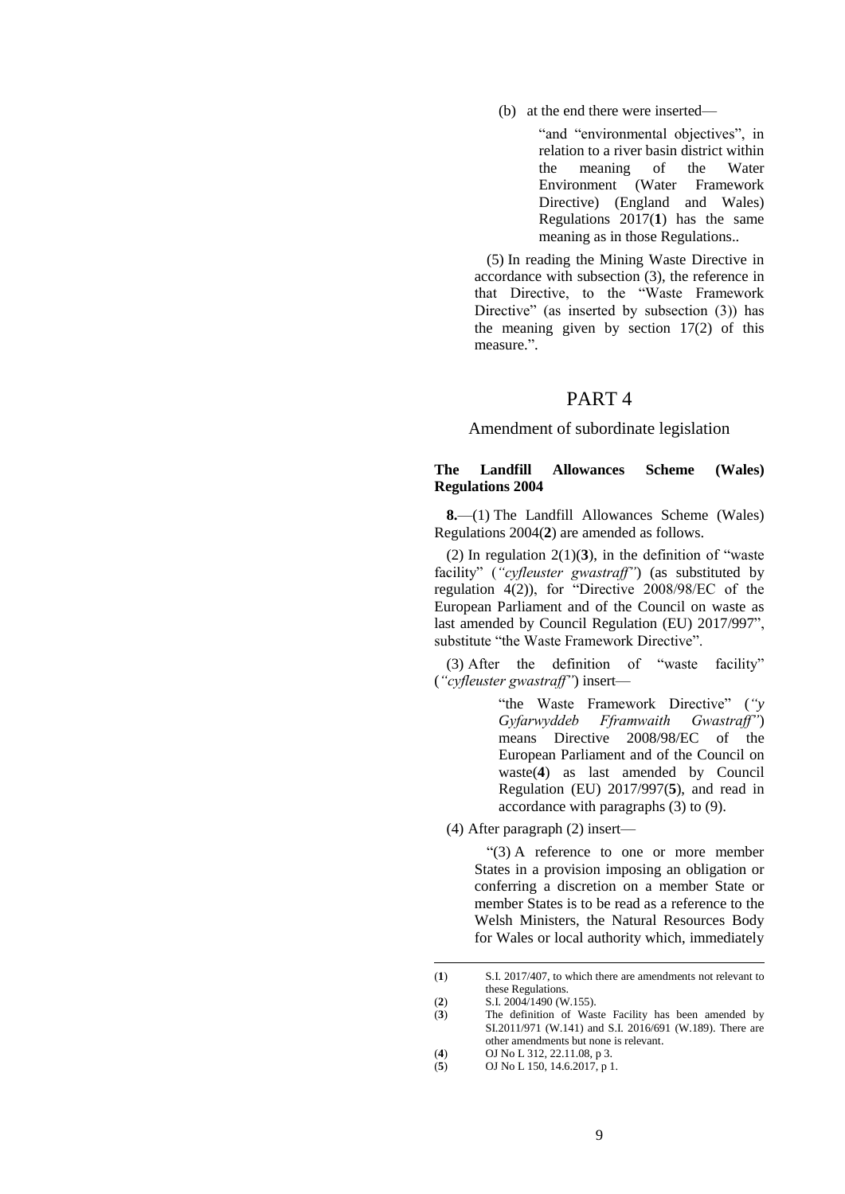(b) at the end there were inserted—

> "and "environmental objectives", in relation to a river basin district within the meaning of the Water Environment (Water Framework Directive) (England and Wales) Regulations 2017([1]) has the same meaning as in those Regulations..

(5) In reading the Mining Waste Directive in accordance with subsection (3), the reference in that Directive, to the "Waste Framework Directive" (as inserted by subsection (3)) has the meaning given by section 17(2) of this measure.".

# PART 4

## Amendment of subordinate legislation

### The Landfill Allowances Scheme (Wales) Regulations 2004

**8.**—(1) The Landfill Allowances Scheme (Wales) Regulations 2004([2]) are amended as follows.

(2) In regulation 2(1)([3]), in the definition of "waste facility" (*"cyfleuster gwastraff"*) (as substituted by regulation 4(2)), for "Directive 2008/98/EC of the European Parliament and of the Council on waste as last amended by Council Regulation (EU) 2017/997", substitute "the Waste Framework Directive".

(3) After the definition of "waste facility" (*"cyfleuster gwastraff"*) insert—

> "the Waste Framework Directive" (*"y Gyfarwyddeb Fframwaith Gwastraff"*) means Directive 2008/98/EC of the European Parliament and of the Council on waste([4]) as last amended by Council Regulation (EU) 2017/997([5]), and read in accordance with paragraphs (3) to (9).

(4) After paragraph (2) insert—

> "(3) A reference to one or more member States in a provision imposing an obligation or conferring a discretion on a member State or member States is to be read as a reference to the Welsh Ministers, the Natural Resources Body for Wales or local authority which, immediately

---

([1]) S.I. 2017/407, to which there are amendments not relevant to these Regulations.

([2]) S.I. 2004/1490 (W.155).

([3]) The definition of Waste Facility has been amended by SI.2011/971 (W.141) and S.I. 2016/691 (W.189). There are other amendments but none is relevant.

([4]) OJ No L 312, 22.11.08, p 3.

([5]) OJ No L 150, 14.6.2017, p 1.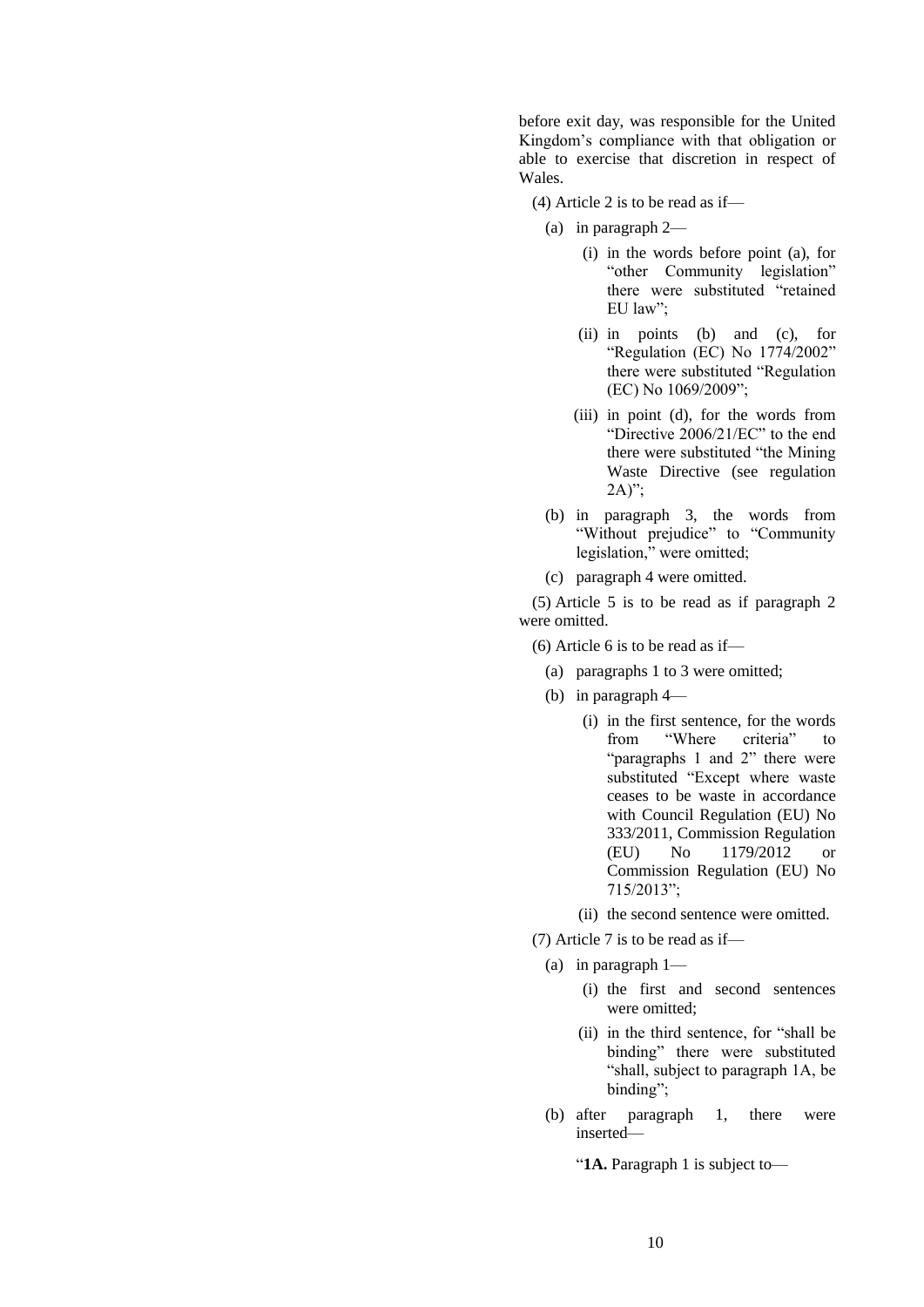before exit day, was responsible for the United Kingdom's compliance with that obligation or able to exercise that discretion in respect of Wales.

(4) Article 2 is to be read as if—

(a) in paragraph 2—

(i) in the words before point (a), for "other Community legislation" there were substituted "retained EU law";

(ii) in points (b) and (c), for "Regulation (EC) No 1774/2002" there were substituted "Regulation (EC) No 1069/2009";

(iii) in point (d), for the words from "Directive 2006/21/EC" to the end there were substituted "the Mining Waste Directive (see regulation 2A)";

(b) in paragraph 3, the words from "Without prejudice" to "Community legislation," were omitted;

(c) paragraph 4 were omitted.

(5) Article 5 is to be read as if paragraph 2 were omitted.

(6) Article 6 is to be read as if—

(a) paragraphs 1 to 3 were omitted;

(b) in paragraph 4—

(i) in the first sentence, for the words from "Where criteria" to "paragraphs 1 and 2" there were substituted "Except where waste ceases to be waste in accordance with Council Regulation (EU) No 333/2011, Commission Regulation (EU) No 1179/2012 or Commission Regulation (EU) No 715/2013";

(ii) the second sentence were omitted.

(7) Article 7 is to be read as if—

(a) in paragraph 1—

(i) the first and second sentences were omitted;

(ii) in the third sentence, for "shall be binding" there were substituted "shall, subject to paragraph 1A, be binding";

(b) after paragraph 1, there were inserted—

"**1A.** Paragraph 1 is subject to—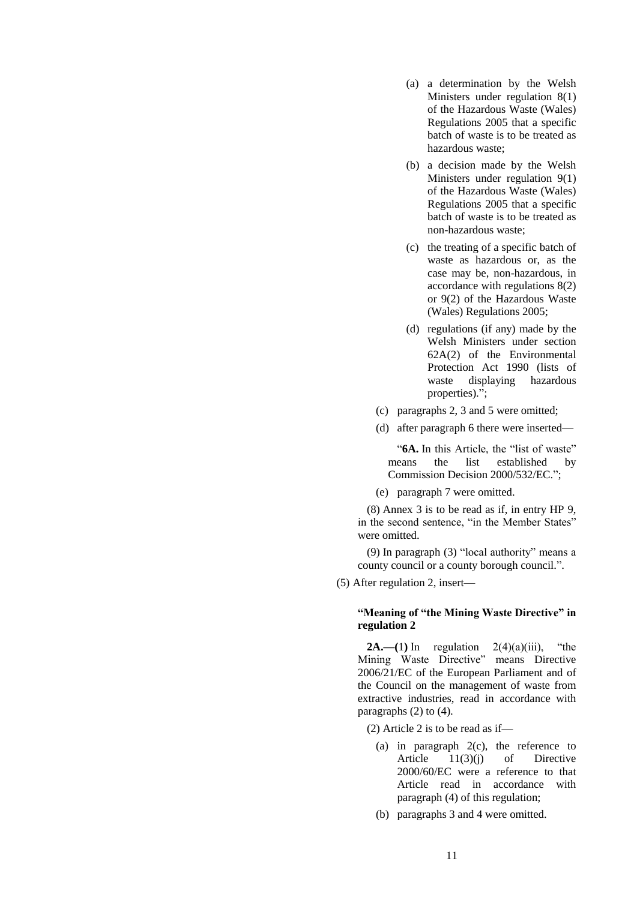(a) a determination by the Welsh Ministers under regulation 8(1) of the Hazardous Waste (Wales) Regulations 2005 that a specific batch of waste is to be treated as hazardous waste;

(b) a decision made by the Welsh Ministers under regulation 9(1) of the Hazardous Waste (Wales) Regulations 2005 that a specific batch of waste is to be treated as non-hazardous waste;

(c) the treating of a specific batch of waste as hazardous or, as the case may be, non-hazardous, in accordance with regulations 8(2) or 9(2) of the Hazardous Waste (Wales) Regulations 2005;

(d) regulations (if any) made by the Welsh Ministers under section 62A(2) of the Environmental Protection Act 1990 (lists of waste displaying hazardous properties).";

(c) paragraphs 2, 3 and 5 were omitted;

(d) after paragraph 6 there were inserted—

"**6A.** In this Article, the "list of waste" means the list established by Commission Decision 2000/532/EC.";

(e) paragraph 7 were omitted.

(8) Annex 3 is to be read as if, in entry HP 9, in the second sentence, "in the Member States" were omitted.

(9) In paragraph (3) "local authority" means a county council or a county borough council.".

(5) After regulation 2, insert—

**"Meaning of "the Mining Waste Directive" in regulation 2**

**2A.—(1)** In regulation 2(4)(a)(iii), "the Mining Waste Directive" means Directive 2006/21/EC of the European Parliament and of the Council on the management of waste from extractive industries, read in accordance with paragraphs (2) to (4).

(2) Article 2 is to be read as if—

(a) in paragraph 2(c), the reference to Article 11(3)(j) of Directive 2000/60/EC were a reference to that Article read in accordance with paragraph (4) of this regulation;

(b) paragraphs 3 and 4 were omitted.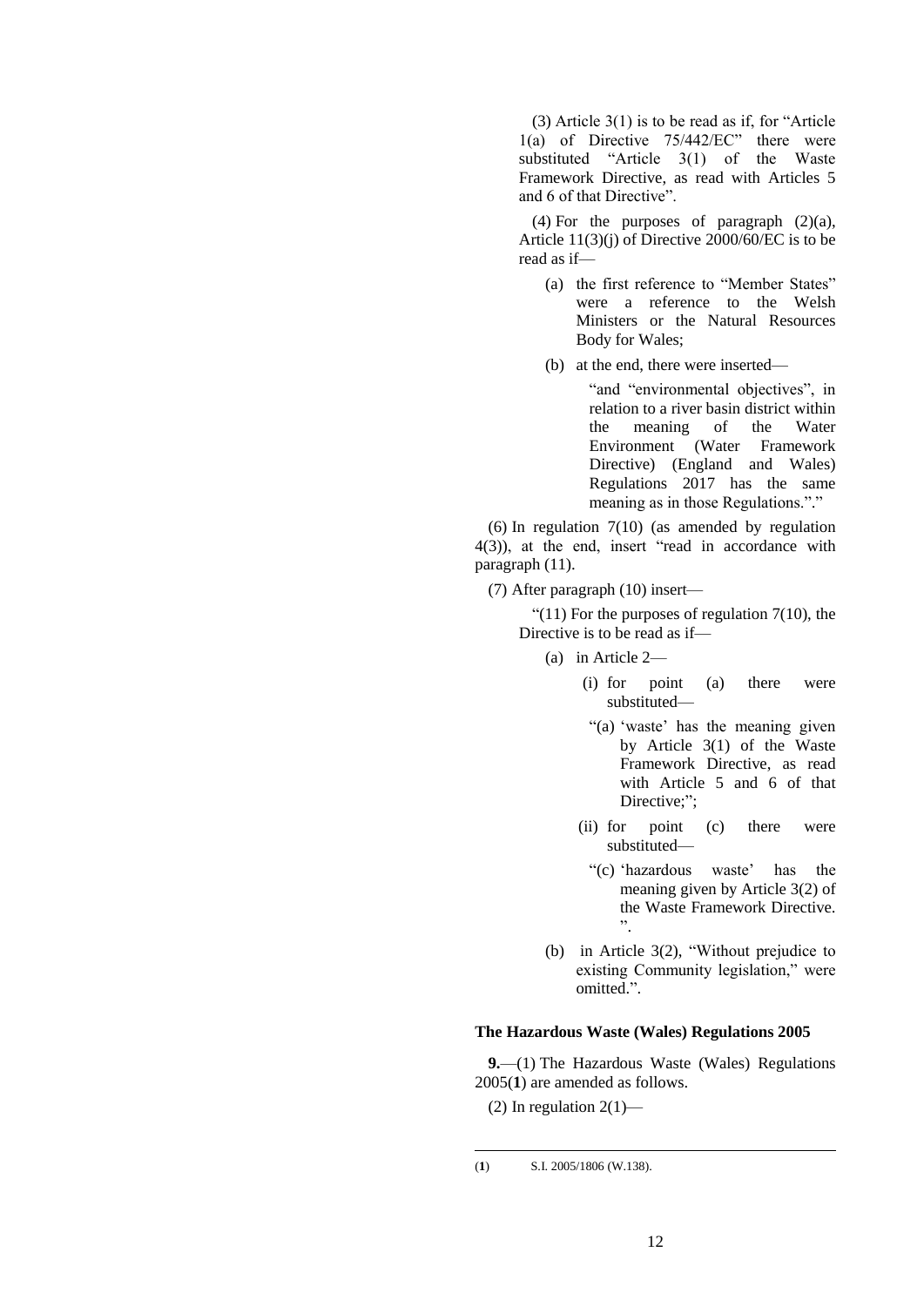(3) Article 3(1) is to be read as if, for "Article 1(a) of Directive 75/442/EC" there were substituted "Article 3(1) of the Waste Framework Directive, as read with Articles 5 and 6 of that Directive".

(4) For the purposes of paragraph (2)(a), Article 11(3)(j) of Directive 2000/60/EC is to be read as if—

(a) the first reference to "Member States" were a reference to the Welsh Ministers or the Natural Resources Body for Wales;

(b) at the end, there were inserted—

"and "environmental objectives", in relation to a river basin district within the meaning of the Water Environment (Water Framework Directive) (England and Wales) Regulations 2017 has the same meaning as in those Regulations."."

(6) In regulation 7(10) (as amended by regulation 4(3)), at the end, insert "read in accordance with paragraph (11).

(7) After paragraph (10) insert—

"(11) For the purposes of regulation 7(10), the Directive is to be read as if—

(a) in Article 2—

(i) for point (a) there were substituted—

"(a) 'waste' has the meaning given by Article 3(1) of the Waste Framework Directive, as read with Article 5 and 6 of that Directive;";

(ii) for point (c) there were substituted—

"(c) 'hazardous waste' has the meaning given by Article 3(2) of the Waste Framework Directive.".

(b) in Article 3(2), "Without prejudice to existing Community legislation," were omitted.".

**The Hazardous Waste (Wales) Regulations 2005**

**9.**—(1) The Hazardous Waste (Wales) Regulations 2005(**1**) are amended as follows.

(2) In regulation 2(1)—

---

(**1**) S.I. 2005/1806 (W.138).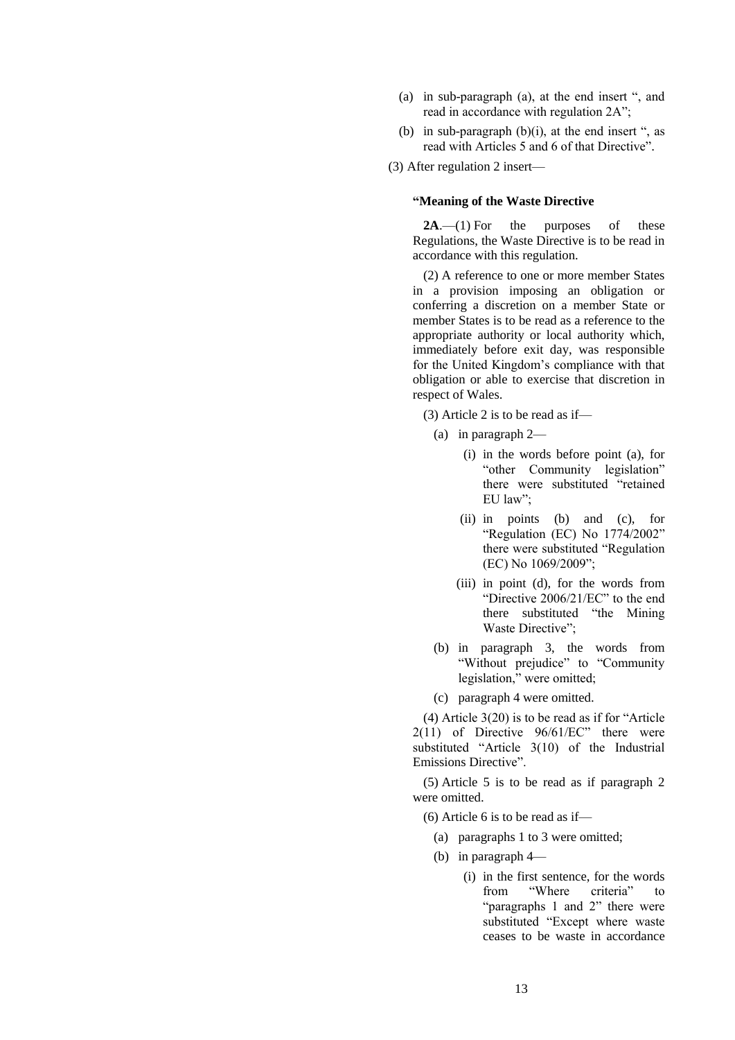(a) in sub-paragraph (a), at the end insert ", and read in accordance with regulation 2A";

(b) in sub-paragraph (b)(i), at the end insert ", as read with Articles 5 and 6 of that Directive".

(3) After regulation 2 insert—

**"Meaning of the Waste Directive**

**2A**.—(1) For the purposes of these Regulations, the Waste Directive is to be read in accordance with this regulation.

(2) A reference to one or more member States in a provision imposing an obligation or conferring a discretion on a member State or member States is to be read as a reference to the appropriate authority or local authority which, immediately before exit day, was responsible for the United Kingdom's compliance with that obligation or able to exercise that discretion in respect of Wales.

(3) Article 2 is to be read as if—

(a) in paragraph 2—

(i) in the words before point (a), for "other Community legislation" there were substituted "retained EU law";

(ii) in points (b) and (c), for "Regulation (EC) No 1774/2002" there were substituted "Regulation (EC) No 1069/2009";

(iii) in point (d), for the words from "Directive 2006/21/EC" to the end there substituted "the Mining Waste Directive";

(b) in paragraph 3, the words from "Without prejudice" to "Community legislation," were omitted;

(c) paragraph 4 were omitted.

(4) Article 3(20) is to be read as if for "Article 2(11) of Directive 96/61/EC" there were substituted "Article 3(10) of the Industrial Emissions Directive".

(5) Article 5 is to be read as if paragraph 2 were omitted.

(6) Article 6 is to be read as if—

(a) paragraphs 1 to 3 were omitted;

(b) in paragraph 4—

(i) in the first sentence, for the words from "Where criteria" to "paragraphs 1 and 2" there were substituted "Except where waste ceases to be waste in accordance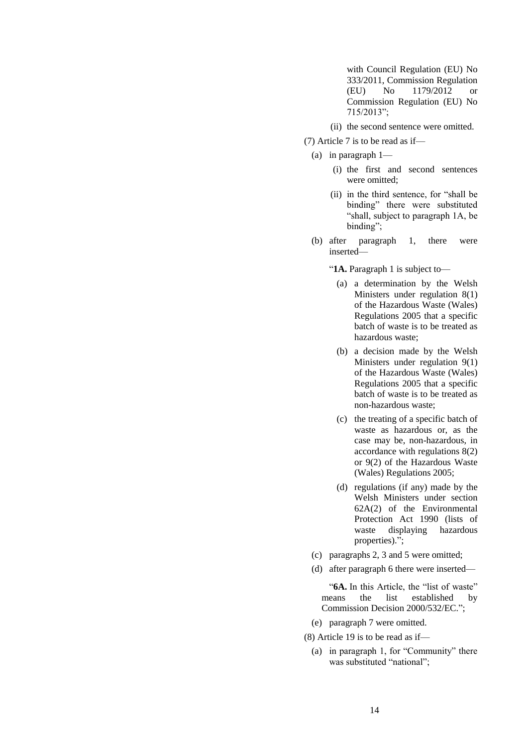with Council Regulation (EU) No 333/2011, Commission Regulation (EU) No 1179/2012 or Commission Regulation (EU) No 715/2013";

(ii) the second sentence were omitted.

(7) Article 7 is to be read as if—

(a) in paragraph 1—

(i) the first and second sentences were omitted;

(ii) in the third sentence, for "shall be binding" there were substituted "shall, subject to paragraph 1A, be binding";

(b) after paragraph 1, there were inserted—

"**1A.** Paragraph 1 is subject to—

(a) a determination by the Welsh Ministers under regulation 8(1) of the Hazardous Waste (Wales) Regulations 2005 that a specific batch of waste is to be treated as hazardous waste;

(b) a decision made by the Welsh Ministers under regulation 9(1) of the Hazardous Waste (Wales) Regulations 2005 that a specific batch of waste is to be treated as non-hazardous waste;

(c) the treating of a specific batch of waste as hazardous or, as the case may be, non-hazardous, in accordance with regulations 8(2) or 9(2) of the Hazardous Waste (Wales) Regulations 2005;

(d) regulations (if any) made by the Welsh Ministers under section 62A(2) of the Environmental Protection Act 1990 (lists of waste displaying hazardous properties).";

(c) paragraphs 2, 3 and 5 were omitted;

(d) after paragraph 6 there were inserted—

"**6A.** In this Article, the "list of waste" means the list established by Commission Decision 2000/532/EC.";

(e) paragraph 7 were omitted.

(8) Article 19 is to be read as if—

(a) in paragraph 1, for "Community" there was substituted "national";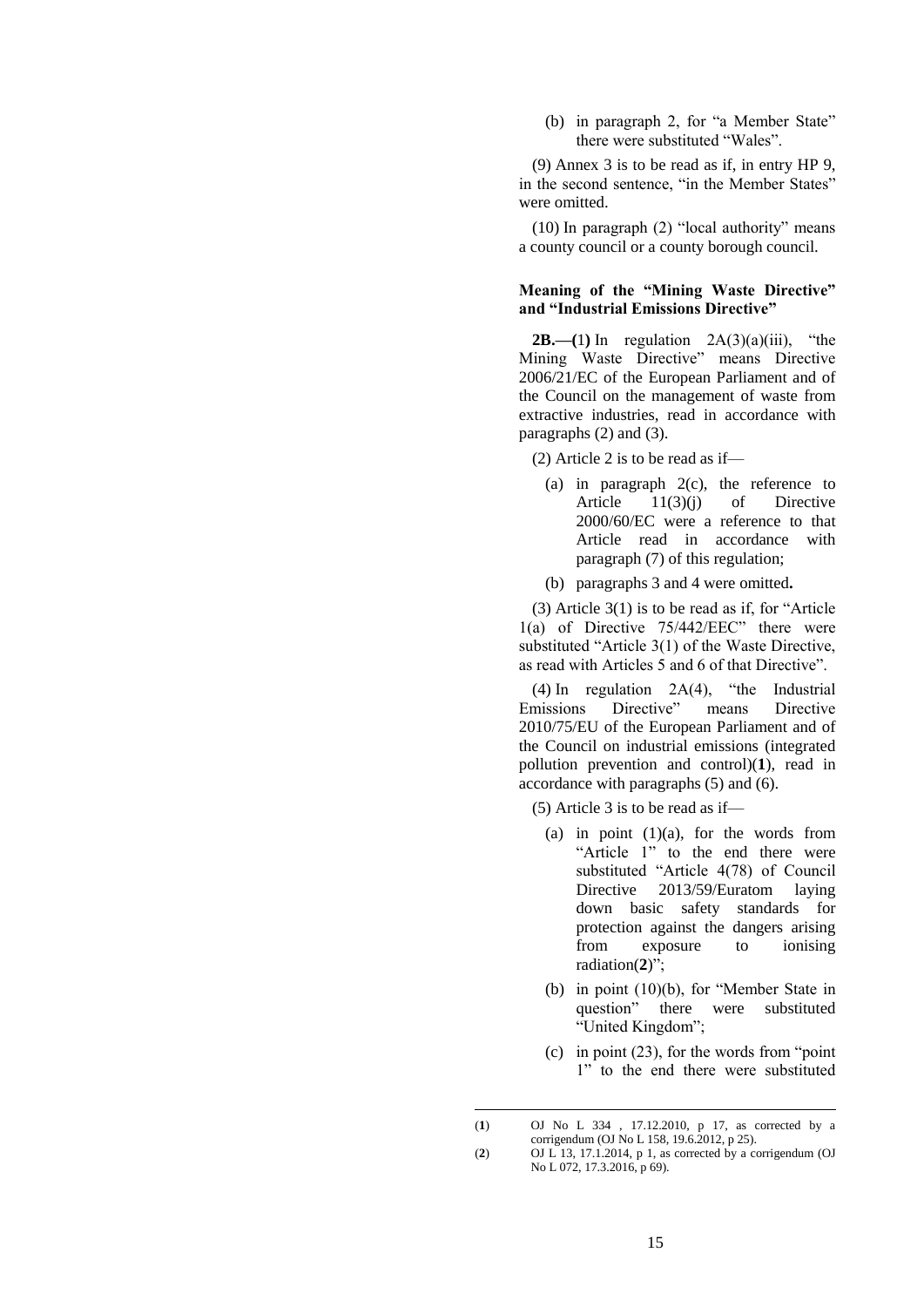(b) in paragraph 2, for "a Member State" there were substituted "Wales".

(9) Annex 3 is to be read as if, in entry HP 9, in the second sentence, "in the Member States" were omitted.

(10) In paragraph (2) "local authority" means a county council or a county borough council.

**Meaning of the "Mining Waste Directive" and "Industrial Emissions Directive"**

**2B.—(**1**)** In regulation 2A(3)(a)(iii), "the Mining Waste Directive" means Directive 2006/21/EC of the European Parliament and of the Council on the management of waste from extractive industries, read in accordance with paragraphs (2) and (3).

(2) Article 2 is to be read as if—

(a) in paragraph 2(c), the reference to Article 11(3)(j) of Directive 2000/60/EC were a reference to that Article read in accordance with paragraph (7) of this regulation;

(b) paragraphs 3 and 4 were omitted**.**

(3) Article 3(1) is to be read as if, for "Article 1(a) of Directive 75/442/EEC" there were substituted "Article 3(1) of the Waste Directive, as read with Articles 5 and 6 of that Directive".

(4) In regulation 2A(4), "the Industrial Emissions Directive" means Directive 2010/75/EU of the European Parliament and of the Council on industrial emissions (integrated pollution prevention and control)(**1**), read in accordance with paragraphs (5) and (6).

(5) Article 3 is to be read as if—

(a) in point (1)(a), for the words from "Article 1" to the end there were substituted "Article 4(78) of Council Directive 2013/59/Euratom laying down basic safety standards for protection against the dangers arising from exposure to ionising radiation(**2**)";

(b) in point (10)(b), for "Member State in question" there were substituted "United Kingdom";

(c) in point (23), for the words from "point 1" to the end there were substituted

---

(**1**) OJ No L 334 , 17.12.2010, p 17, as corrected by a corrigendum (OJ No L 158, 19.6.2012, p 25).

(**2**) OJ L 13, 17.1.2014, p 1, as corrected by a corrigendum (OJ No L 072, 17.3.2016, p 69).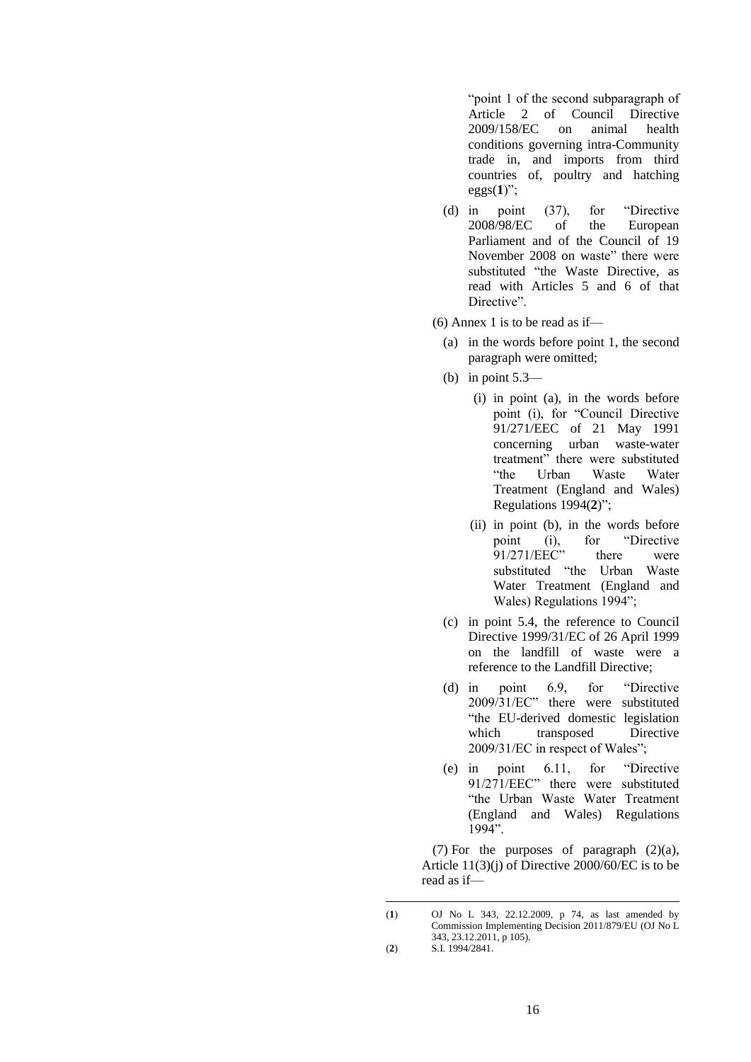"point 1 of the second subparagraph of Article 2 of Council Directive 2009/158/EC on animal health conditions governing intra-Community trade in, and imports from third countries of, poultry and hatching eggs(1)";

(d) in point (37), for "Directive 2008/98/EC of the European Parliament and of the Council of 19 November 2008 on waste" there were substituted "the Waste Directive, as read with Articles 5 and 6 of that Directive".

(6) Annex 1 is to be read as if—

(a) in the words before point 1, the second paragraph were omitted;

(b) in point 5.3—

(i) in point (a), in the words before point (i), for "Council Directive 91/271/EEC of 21 May 1991 concerning urban waste-water treatment" there were substituted "the Urban Waste Water Treatment (England and Wales) Regulations 1994(2)";

(ii) in point (b), in the words before point (i), for "Directive 91/271/EEC" there were substituted "the Urban Waste Water Treatment (England and Wales) Regulations 1994";

(c) in point 5.4, the reference to Council Directive 1999/31/EC of 26 April 1999 on the landfill of waste were a reference to the Landfill Directive;

(d) in point 6.9, for "Directive 2009/31/EC" there were substituted "the EU-derived domestic legislation which transposed Directive 2009/31/EC in respect of Wales";

(e) in point 6.11, for "Directive 91/271/EEC" there were substituted "the Urban Waste Water Treatment (England and Wales) Regulations 1994".

(7) For the purposes of paragraph (2)(a), Article 11(3)(j) of Directive 2000/60/EC is to be read as if—

---

(1) OJ No L 343, 22.12.2009, p 74, as last amended by Commission Implementing Decision 2011/879/EU (OJ No L 343, 23.12.2011, p 105).

(2) S.I. 1994/2841.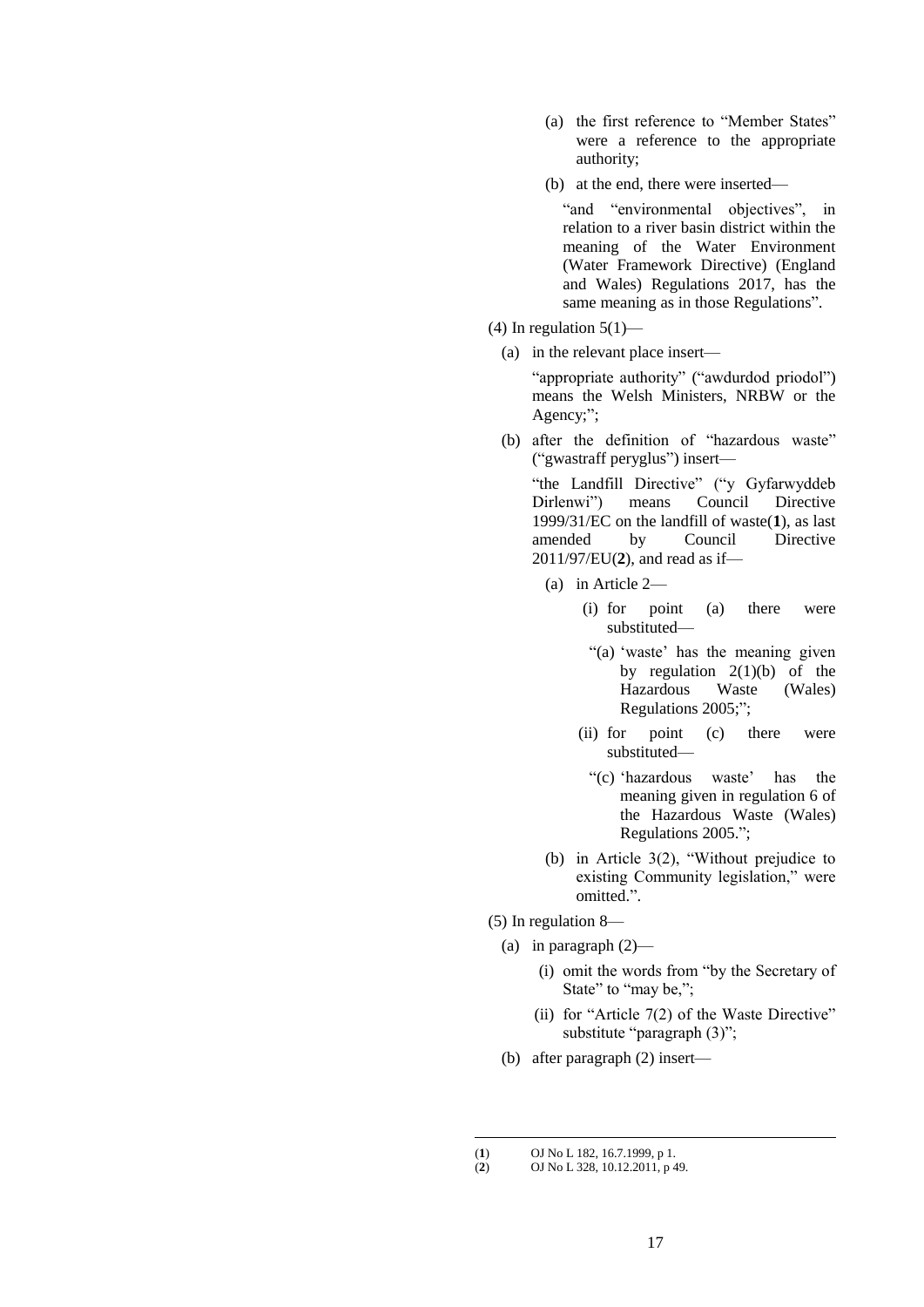(a) the first reference to "Member States" were a reference to the appropriate authority;

(b) at the end, there were inserted—

"and "environmental objectives", in relation to a river basin district within the meaning of the Water Environment (Water Framework Directive) (England and Wales) Regulations 2017, has the same meaning as in those Regulations".

(4) In regulation 5(1)—

(a) in the relevant place insert—

"appropriate authority" ("awdurdod priodol") means the Welsh Ministers, NRBW or the Agency;";

(b) after the definition of "hazardous waste" ("gwastraff peryglus") insert—

"the Landfill Directive" ("y Gyfarwyddeb Dirlenwi") means Council Directive 1999/31/EC on the landfill of waste(**1**), as last amended by Council Directive 2011/97/EU(**2**), and read as if—

(a) in Article 2—

(i) for point (a) there were substituted—

"(a) 'waste' has the meaning given by regulation 2(1)(b) of the Hazardous Waste (Wales) Regulations 2005;";

(ii) for point (c) there were substituted—

"(c) 'hazardous waste' has the meaning given in regulation 6 of the Hazardous Waste (Wales) Regulations 2005.";

(b) in Article 3(2), "Without prejudice to existing Community legislation," were omitted.".

(5) In regulation 8—

(a) in paragraph (2)—

(i) omit the words from "by the Secretary of State" to "may be,";

(ii) for "Article 7(2) of the Waste Directive" substitute "paragraph (3)";

(b) after paragraph (2) insert—

---

(**1**) OJ No L 182, 16.7.1999, p 1.

(**2**) OJ No L 328, 10.12.2011, p 49.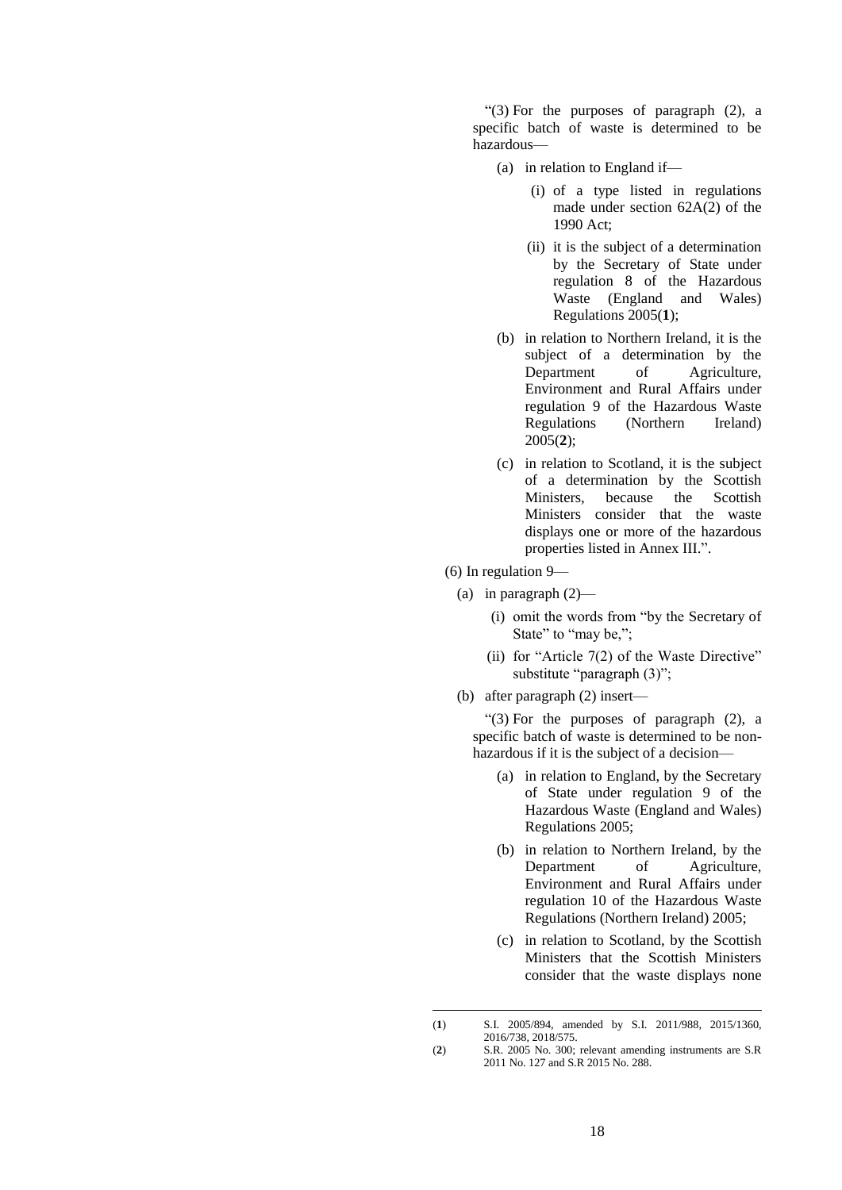"(3) For the purposes of paragraph (2), a specific batch of waste is determined to be hazardous—

(a) in relation to England if—

(i) of a type listed in regulations made under section 62A(2) of the 1990 Act;

(ii) it is the subject of a determination by the Secretary of State under regulation 8 of the Hazardous Waste (England and Wales) Regulations 2005([1]);

(b) in relation to Northern Ireland, it is the subject of a determination by the Department of Agriculture, Environment and Rural Affairs under regulation 9 of the Hazardous Waste Regulations (Northern Ireland) 2005([2]);

(c) in relation to Scotland, it is the subject of a determination by the Scottish Ministers, because the Scottish Ministers consider that the waste displays one or more of the hazardous properties listed in Annex III.".

(6) In regulation 9—

(a) in paragraph (2)—

(i) omit the words from "by the Secretary of State" to "may be,";

(ii) for "Article 7(2) of the Waste Directive" substitute "paragraph (3)";

(b) after paragraph (2) insert—

"(3) For the purposes of paragraph (2), a specific batch of waste is determined to be non-hazardous if it is the subject of a decision—

(a) in relation to England, by the Secretary of State under regulation 9 of the Hazardous Waste (England and Wales) Regulations 2005;

(b) in relation to Northern Ireland, by the Department of Agriculture, Environment and Rural Affairs under regulation 10 of the Hazardous Waste Regulations (Northern Ireland) 2005;

(c) in relation to Scotland, by the Scottish Ministers that the Scottish Ministers consider that the waste displays none

---

(1) S.I. 2005/894, amended by S.I. 2011/988, 2015/1360, 2016/738, 2018/575.

(2) S.R. 2005 No. 300; relevant amending instruments are S.R 2011 No. 127 and S.R 2015 No. 288.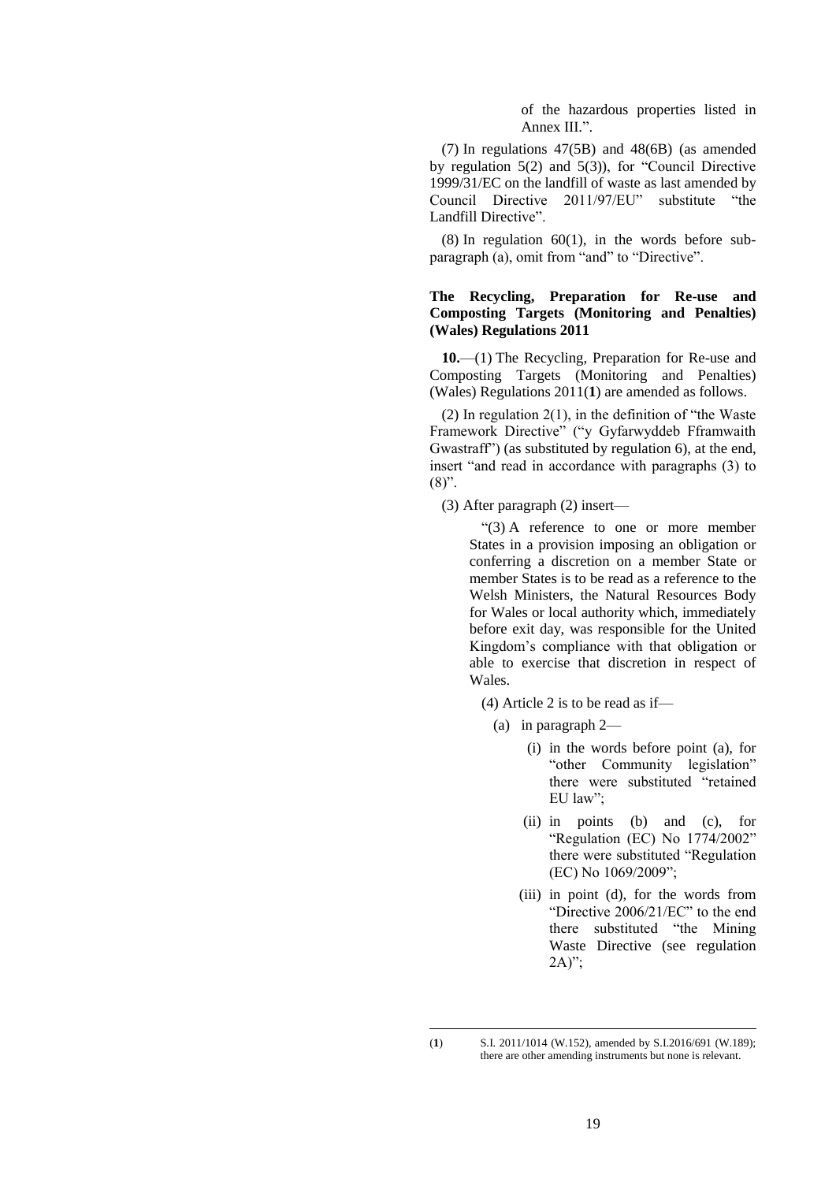of the hazardous properties listed in Annex III.".

(7) In regulations 47(5B) and 48(6B) (as amended by regulation 5(2) and 5(3)), for "Council Directive 1999/31/EC on the landfill of waste as last amended by Council Directive 2011/97/EU" substitute "the Landfill Directive".

(8) In regulation 60(1), in the words before sub-paragraph (a), omit from "and" to "Directive".

**The Recycling, Preparation for Re-use and Composting Targets (Monitoring and Penalties) (Wales) Regulations 2011**

**10.**—(1) The Recycling, Preparation for Re-use and Composting Targets (Monitoring and Penalties) (Wales) Regulations 2011(**1**) are amended as follows.

(2) In regulation 2(1), in the definition of "the Waste Framework Directive" ("y Gyfarwyddeb Fframwaith Gwastraff") (as substituted by regulation 6), at the end, insert "and read in accordance with paragraphs (3) to (8)".

(3) After paragraph (2) insert—

"(3) A reference to one or more member States in a provision imposing an obligation or conferring a discretion on a member State or member States is to be read as a reference to the Welsh Ministers, the Natural Resources Body for Wales or local authority which, immediately before exit day, was responsible for the United Kingdom's compliance with that obligation or able to exercise that discretion in respect of Wales.

(4) Article 2 is to be read as if—

(a) in paragraph 2—

(i) in the words before point (a), for "other Community legislation" there were substituted "retained EU law";

(ii) in points (b) and (c), for "Regulation (EC) No 1774/2002" there were substituted "Regulation (EC) No 1069/2009";

(iii) in point (d), for the words from "Directive 2006/21/EC" to the end there substituted "the Mining Waste Directive (see regulation 2A)";

---

(**1**) S.I. 2011/1014 (W.152), amended by S.I.2016/691 (W.189); there are other amending instruments but none is relevant.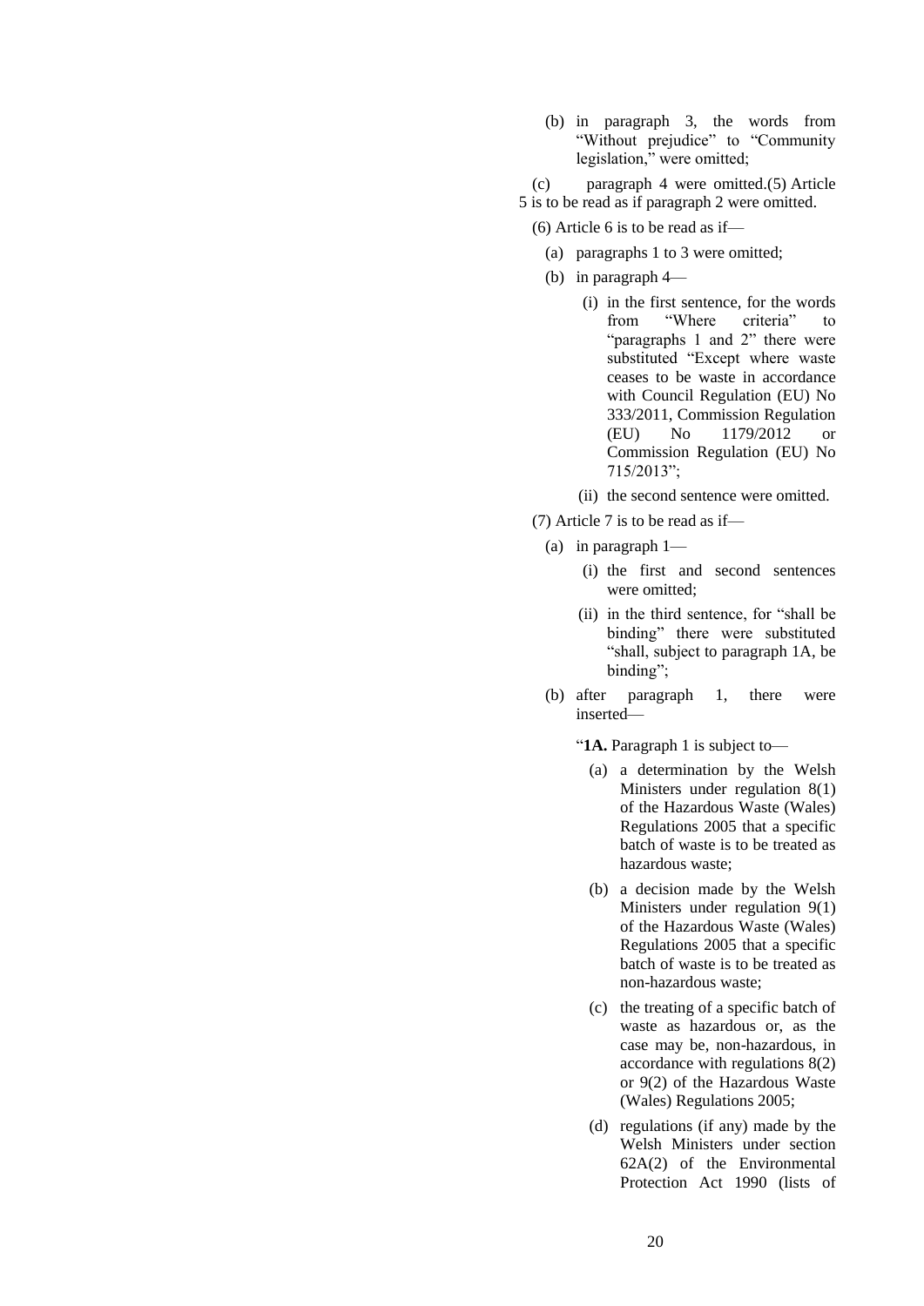(b) in paragraph 3, the words from "Without prejudice" to "Community legislation," were omitted;

(c) paragraph 4 were omitted.(5) Article 5 is to be read as if paragraph 2 were omitted.

(6) Article 6 is to be read as if—

(a) paragraphs 1 to 3 were omitted;

(b) in paragraph 4—

(i) in the first sentence, for the words from "Where criteria" to "paragraphs 1 and 2" there were substituted "Except where waste ceases to be waste in accordance with Council Regulation (EU) No 333/2011, Commission Regulation (EU) No 1179/2012 or Commission Regulation (EU) No 715/2013";

(ii) the second sentence were omitted.

(7) Article 7 is to be read as if—

(a) in paragraph 1—

(i) the first and second sentences were omitted;

(ii) in the third sentence, for "shall be binding" there were substituted "shall, subject to paragraph 1A, be binding";

(b) after paragraph 1, there were inserted—

"**1A.** Paragraph 1 is subject to—

(a) a determination by the Welsh Ministers under regulation 8(1) of the Hazardous Waste (Wales) Regulations 2005 that a specific batch of waste is to be treated as hazardous waste;

(b) a decision made by the Welsh Ministers under regulation 9(1) of the Hazardous Waste (Wales) Regulations 2005 that a specific batch of waste is to be treated as non-hazardous waste;

(c) the treating of a specific batch of waste as hazardous or, as the case may be, non-hazardous, in accordance with regulations 8(2) or 9(2) of the Hazardous Waste (Wales) Regulations 2005;

(d) regulations (if any) made by the Welsh Ministers under section 62A(2) of the Environmental Protection Act 1990 (lists of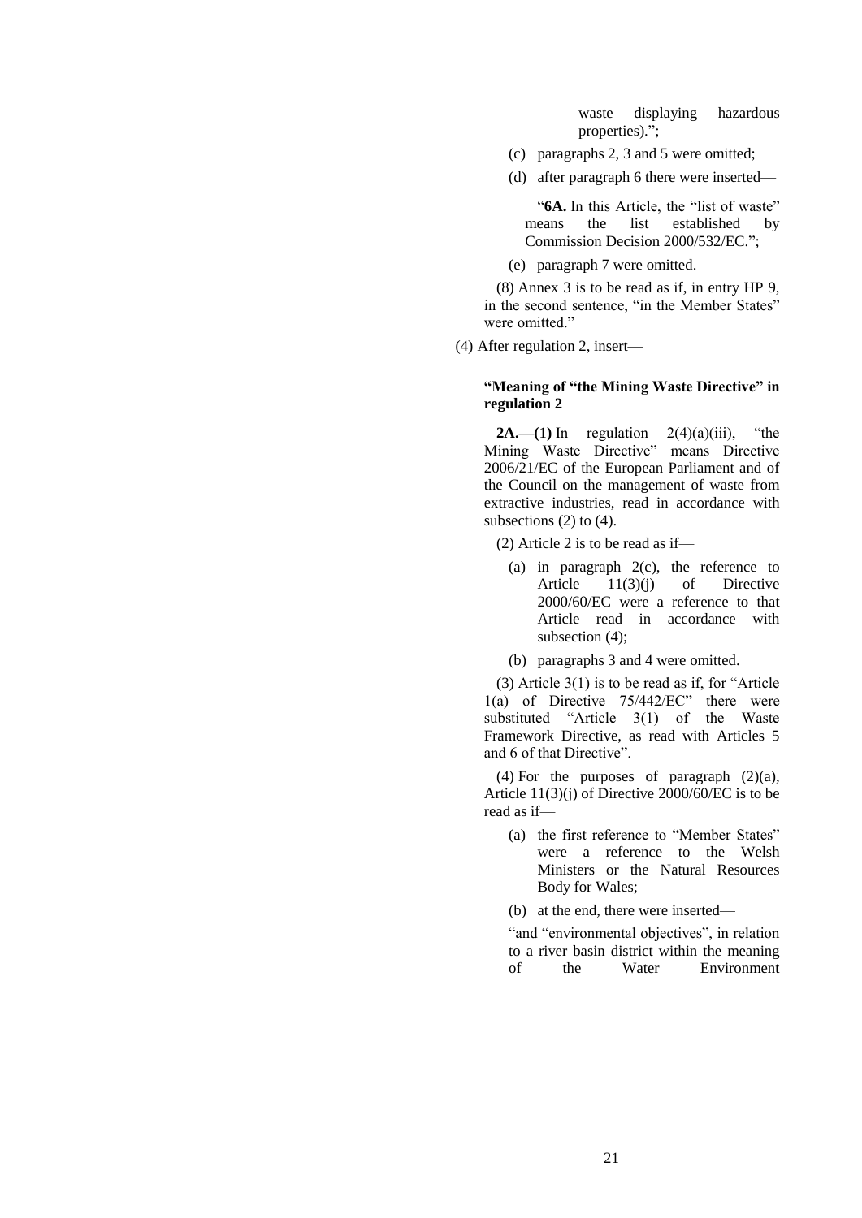waste displaying hazardous properties).";

(c) paragraphs 2, 3 and 5 were omitted;

(d) after paragraph 6 there were inserted—

"**6A.** In this Article, the "list of waste" means the list established by Commission Decision 2000/532/EC.";

(e) paragraph 7 were omitted.

(8) Annex 3 is to be read as if, in entry HP 9, in the second sentence, "in the Member States" were omitted."

(4) After regulation 2, insert—

**"Meaning of "the Mining Waste Directive" in regulation 2**

**2A.—(1)** In regulation 2(4)(a)(iii), "the Mining Waste Directive" means Directive 2006/21/EC of the European Parliament and of the Council on the management of waste from extractive industries, read in accordance with subsections (2) to (4).

(2) Article 2 is to be read as if—

(a) in paragraph 2(c), the reference to Article 11(3)(j) of Directive 2000/60/EC were a reference to that Article read in accordance with subsection (4);

(b) paragraphs 3 and 4 were omitted.

(3) Article 3(1) is to be read as if, for "Article 1(a) of Directive 75/442/EC" there were substituted "Article 3(1) of the Waste Framework Directive, as read with Articles 5 and 6 of that Directive".

(4) For the purposes of paragraph (2)(a), Article 11(3)(j) of Directive 2000/60/EC is to be read as if—

(a) the first reference to "Member States" were a reference to the Welsh Ministers or the Natural Resources Body for Wales;

(b) at the end, there were inserted—

"and "environmental objectives", in relation to a river basin district within the meaning of the Water Environment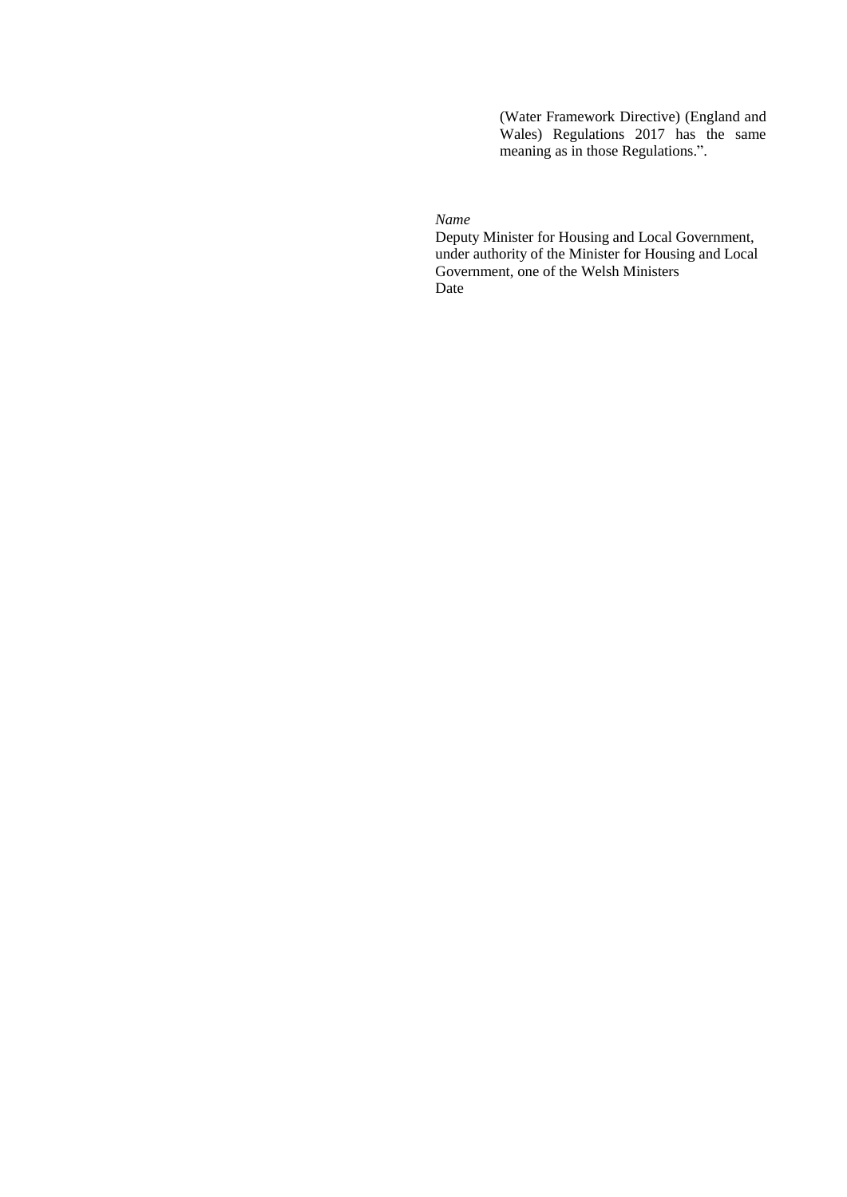(Water Framework Directive) (England and Wales) Regulations 2017 has the same meaning as in those Regulations.”.

*Name*

Deputy Minister for Housing and Local Government, under authority of the Minister for Housing and Local Government, one of the Welsh Ministers

Date